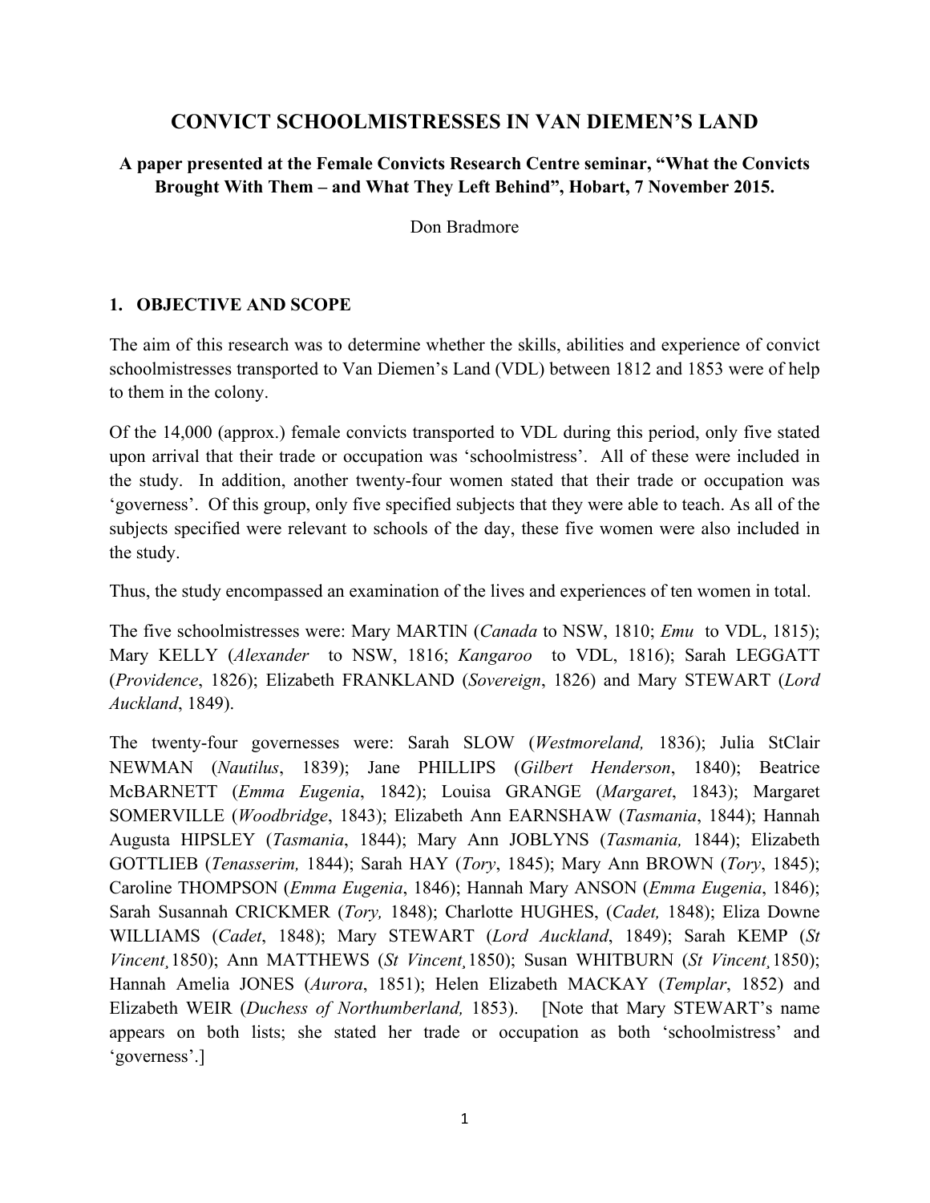# CONVICT SCHOOLMISTRESSES IN VAN DIEMEN'S LAND

**A paper presented at the Female Convicts Research Centre seminar, "What the Convicts Brought With Them – and What They Left Behind", Hobart, 7 November 2015.**

Don Bradmore

## 1. OBJECTIVE AND SCOPE

The aim of this research was to determine whether the skills, abilities and experience of convict schoolmistresses transported to Van Diemen's Land (VDL) between 1812 and 1853 were of help to them in the colony.

Of the 14,000 (approx.) female convicts transported to VDL during this period, only five stated upon arrival that their trade or occupation was 'schoolmistress'. All of these were included in the study. In addition, another twenty-four women stated that their trade or occupation was 'governess'. Of this group, only five specified subjects that they were able to teach. As all of the subjects specified were relevant to schools of the day, these five women were also included in the study.

Thus, the study encompassed an examination of the lives and experiences of ten women in total.

The five schoolmistresses were: Mary MARTIN (*Canada* to NSW, 1810; *Emu* to VDL, 1815); Mary KELLY (*Alexander* to NSW, 1816; *Kangaroo* to VDL, 1816); Sarah LEGGATT (*Providence*, 1826); Elizabeth FRANKLAND (*Sovereign*, 1826) and Mary STEWART (*Lord Auckland*, 1849).

The twenty-four governesses were: Sarah SLOW (*Westmoreland,* 1836); Julia StClair NEWMAN (*Nautilus*, 1839); Jane PHILLIPS (*Gilbert Henderson*, 1840); Beatrice McBARNETT (*Emma Eugenia*, 1842); Louisa GRANGE (*Margaret*, 1843); Margaret SOMERVILLE (*Woodbridge*, 1843); Elizabeth Ann EARNSHAW (*Tasmania*, 1844); Hannah Augusta HIPSLEY (*Tasmania*, 1844); Mary Ann JOBLYNS (*Tasmania,* 1844); Elizabeth GOTTLIEB (*Tenasserim,* 1844); Sarah HAY (*Tory*, 1845); Mary Ann BROWN (*Tory*, 1845); Caroline THOMPSON (*Emma Eugenia*, 1846); Hannah Mary ANSON (*Emma Eugenia*, 1846); Sarah Susannah CRICKMER (*Tory,* 1848); Charlotte HUGHES, (*Cadet,* 1848); Eliza Downe WILLIAMS (*Cadet*, 1848); Mary STEWART (*Lord Auckland*, 1849); Sarah KEMP (*St Vincent¸*1850); Ann MATTHEWS (*St Vincent¸*1850); Susan WHITBURN (*St Vincent¸*1850); Hannah Amelia JONES (*Aurora*, 1851); Helen Elizabeth MACKAY (*Templar*, 1852) and Elizabeth WEIR (*Duchess of Northumberland,* 1853). [Note that Mary STEWART's name appears on both lists; she stated her trade or occupation as both 'schoolmistress' and 'governess'.]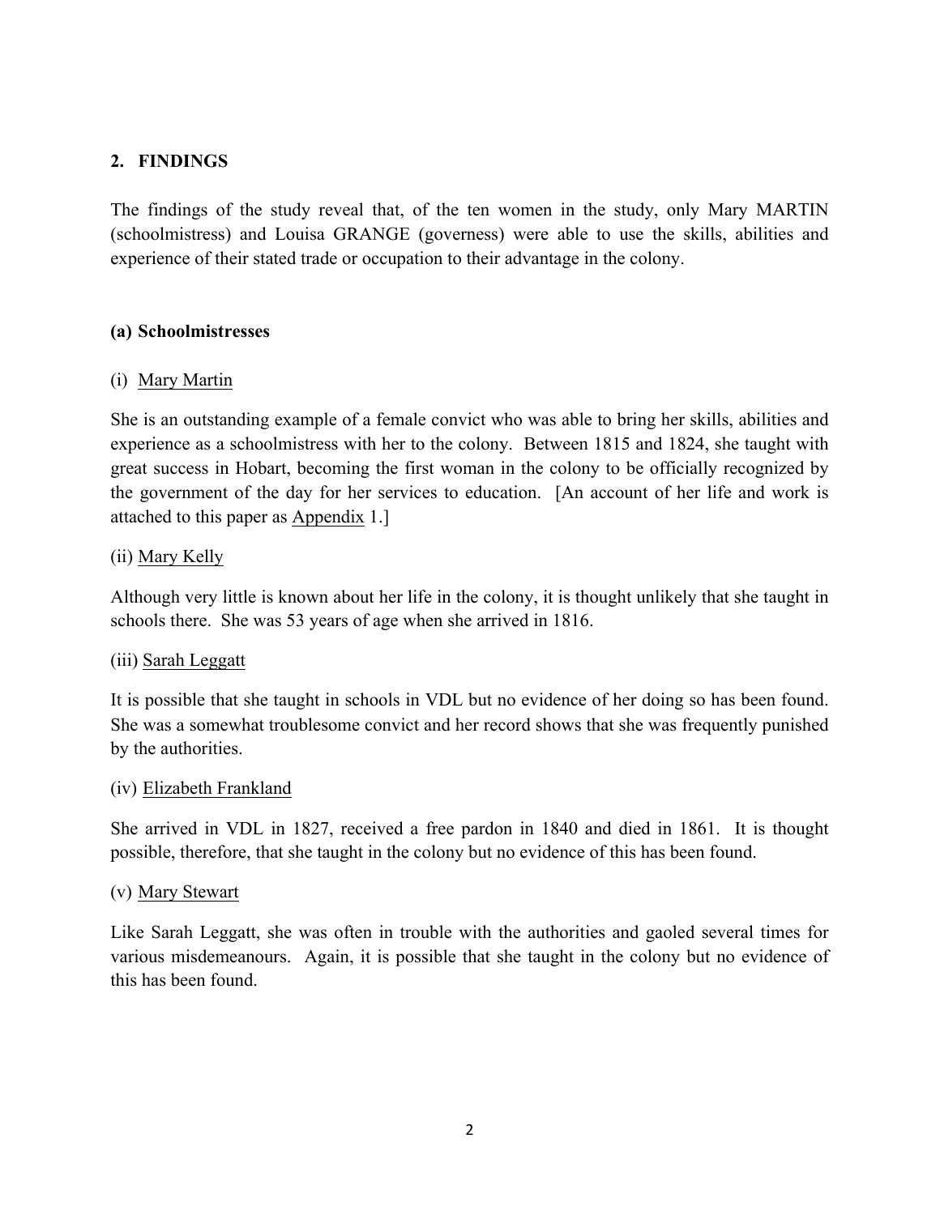## 2. FINDINGS

The findings of the study reveal that, of the ten women in the study, only Mary MARTIN (schoolmistress) and Louisa GRANGE (governess) were able to use the skills, abilities and experience of their stated trade or occupation to their advantage in the colony.

### (a) Schoolmistresses

(i) Mary Martin

She is an outstanding example of a female convict who was able to bring her skills, abilities and experience as a schoolmistress with her to the colony. Between 1815 and 1824, she taught with great success in Hobart, becoming the first woman in the colony to be officially recognized by the government of the day for her services to education. [An account of her life and work is attached to this paper as Appendix 1.]

(ii) Mary Kelly

Although very little is known about her life in the colony, it is thought unlikely that she taught in schools there. She was 53 years of age when she arrived in 1816.

(iii) Sarah Leggatt

It is possible that she taught in schools in VDL but no evidence of her doing so has been found. She was a somewhat troublesome convict and her record shows that she was frequently punished by the authorities.

(iv) Elizabeth Frankland

She arrived in VDL in 1827, received a free pardon in 1840 and died in 1861. It is thought possible, therefore, that she taught in the colony but no evidence of this has been found.

(v) Mary Stewart

Like Sarah Leggatt, she was often in trouble with the authorities and gaoled several times for various misdemeanours. Again, it is possible that she taught in the colony but no evidence of this has been found.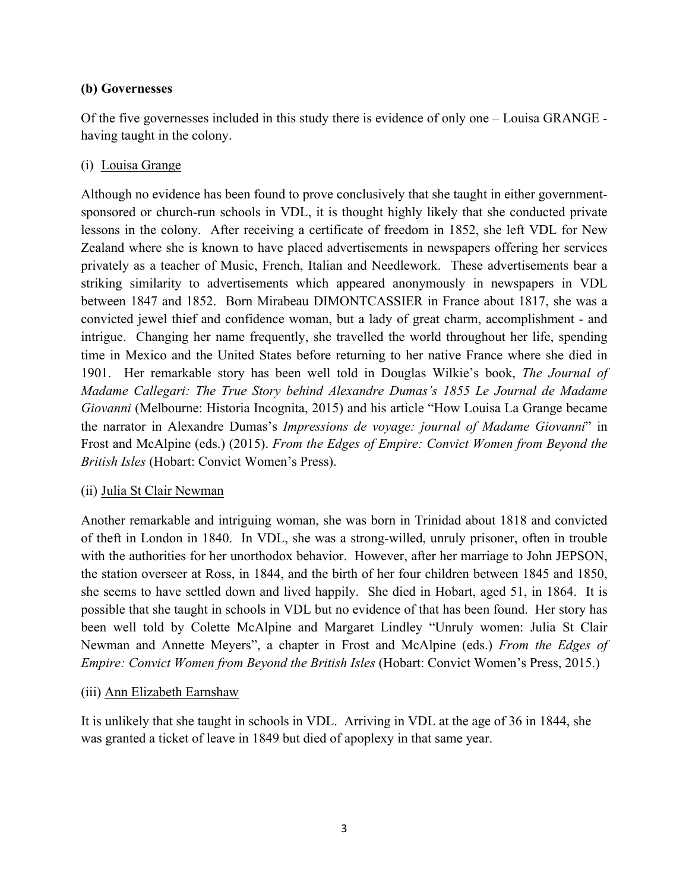**(b) Governesses**

Of the five governesses included in this study there is evidence of only one – Louisa GRANGE - having taught in the colony.

(i) Louisa Grange

Although no evidence has been found to prove conclusively that she taught in either government-sponsored or church-run schools in VDL, it is thought highly likely that she conducted private lessons in the colony. After receiving a certificate of freedom in 1852, she left VDL for New Zealand where she is known to have placed advertisements in newspapers offering her services privately as a teacher of Music, French, Italian and Needlework. These advertisements bear a striking similarity to advertisements which appeared anonymously in newspapers in VDL between 1847 and 1852. Born Mirabeau DIMONTCASSIER in France about 1817, she was a convicted jewel thief and confidence woman, but a lady of great charm, accomplishment - and intrigue. Changing her name frequently, she travelled the world throughout her life, spending time in Mexico and the United States before returning to her native France where she died in 1901. Her remarkable story has been well told in Douglas Wilkie's book, *The Journal of Madame Callegari: The True Story behind Alexandre Dumas's 1855 Le Journal de Madame Giovanni* (Melbourne: Historia Incognita, 2015) and his article "How Louisa La Grange became the narrator in Alexandre Dumas's *Impressions de voyage: journal of Madame Giovanni*" in Frost and McAlpine (eds.) (2015). *From the Edges of Empire: Convict Women from Beyond the British Isles* (Hobart: Convict Women's Press).

(ii) Julia St Clair Newman

Another remarkable and intriguing woman, she was born in Trinidad about 1818 and convicted of theft in London in 1840. In VDL, she was a strong-willed, unruly prisoner, often in trouble with the authorities for her unorthodox behavior. However, after her marriage to John JEPSON, the station overseer at Ross, in 1844, and the birth of her four children between 1845 and 1850, she seems to have settled down and lived happily. She died in Hobart, aged 51, in 1864. It is possible that she taught in schools in VDL but no evidence of that has been found. Her story has been well told by Colette McAlpine and Margaret Lindley "Unruly women: Julia St Clair Newman and Annette Meyers", a chapter in Frost and McAlpine (eds.) *From the Edges of Empire: Convict Women from Beyond the British Isles* (Hobart: Convict Women's Press, 2015.)

(iii) Ann Elizabeth Earnshaw

It is unlikely that she taught in schools in VDL. Arriving in VDL at the age of 36 in 1844, she was granted a ticket of leave in 1849 but died of apoplexy in that same year.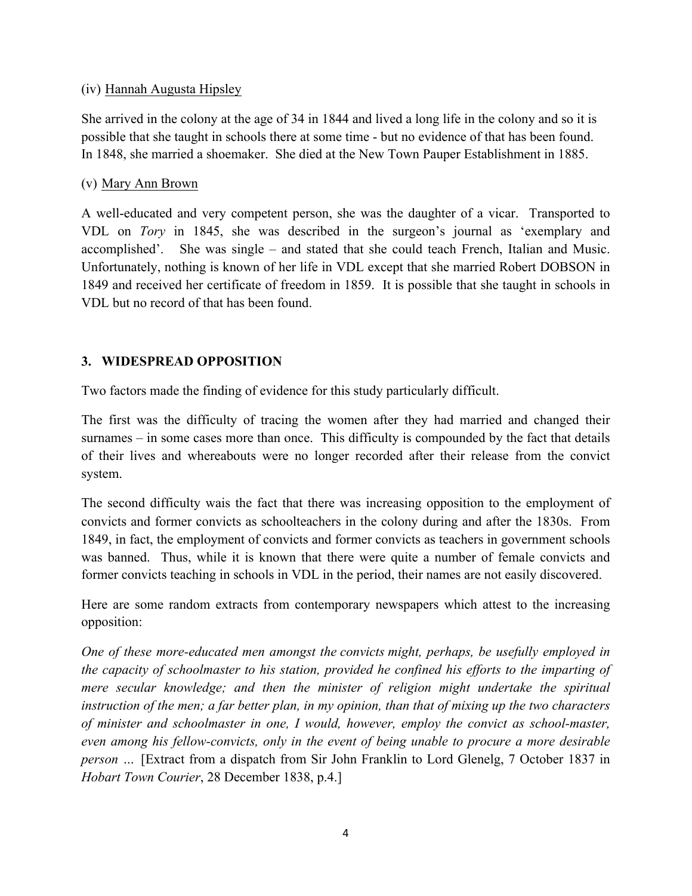(iv) Hannah Augusta Hipsley

She arrived in the colony at the age of 34 in 1844 and lived a long life in the colony and so it is possible that she taught in schools there at some time - but no evidence of that has been found. In 1848, she married a shoemaker. She died at the New Town Pauper Establishment in 1885.

(v) Mary Ann Brown

A well-educated and very competent person, she was the daughter of a vicar. Transported to VDL on *Tory* in 1845, she was described in the surgeon's journal as 'exemplary and accomplished'. She was single – and stated that she could teach French, Italian and Music. Unfortunately, nothing is known of her life in VDL except that she married Robert DOBSON in 1849 and received her certificate of freedom in 1859. It is possible that she taught in schools in VDL but no record of that has been found.

## 3. WIDESPREAD OPPOSITION

Two factors made the finding of evidence for this study particularly difficult.

The first was the difficulty of tracing the women after they had married and changed their surnames – in some cases more than once. This difficulty is compounded by the fact that details of their lives and whereabouts were no longer recorded after their release from the convict system.

The second difficulty wais the fact that there was increasing opposition to the employment of convicts and former convicts as schoolteachers in the colony during and after the 1830s. From 1849, in fact, the employment of convicts and former convicts as teachers in government schools was banned. Thus, while it is known that there were quite a number of female convicts and former convicts teaching in schools in VDL in the period, their names are not easily discovered.

Here are some random extracts from contemporary newspapers which attest to the increasing opposition:

*One of these more-educated men amongst the convicts might, perhaps, be usefully employed in the capacity of schoolmaster to his station, provided he confined his efforts to the imparting of mere secular knowledge; and then the minister of religion might undertake the spiritual instruction of the men; a far better plan, in my opinion, than that of mixing up the two characters of minister and schoolmaster in one, I would, however, employ the convict as school-master, even among his fellow-convicts, only in the event of being unable to procure a more desirable person …* [Extract from a dispatch from Sir John Franklin to Lord Glenelg, 7 October 1837 in *Hobart Town Courier*, 28 December 1838, p.4.]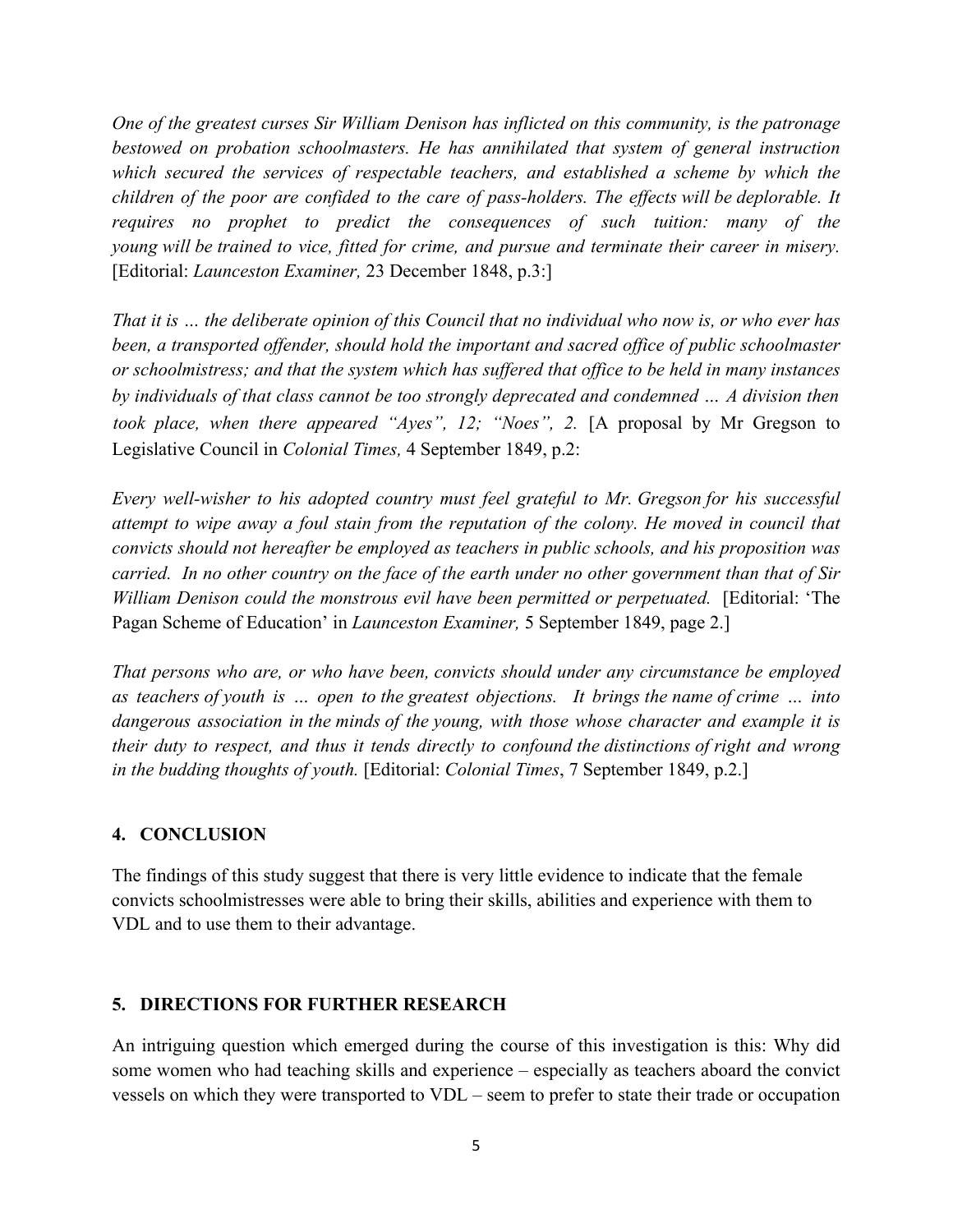*One of the greatest curses Sir William Denison has inflicted on this community, is the patronage bestowed on probation schoolmasters. He has annihilated that system of general instruction which secured the services of respectable teachers, and established a scheme by which the children of the poor are confided to the care of pass-holders. The effects will be deplorable. It requires no prophet to predict the consequences of such tuition: many of the young will be trained to vice, fitted for crime, and pursue and terminate their career in misery.* [Editorial: *Launceston Examiner,* 23 December 1848, p.3:]

*That it is … the deliberate opinion of this Council that no individual who now is, or who ever has been, a transported offender, should hold the important and sacred office of public schoolmaster or schoolmistress; and that the system which has suffered that office to be held in many instances by individuals of that class cannot be too strongly deprecated and condemned … A division then took place, when there appeared "Ayes", 12; "Noes", 2.* [A proposal by Mr Gregson to Legislative Council in *Colonial Times,* 4 September 1849, p.2:

*Every well-wisher to his adopted country must feel grateful to Mr. Gregson for his successful attempt to wipe away a foul stain from the reputation of the colony. He moved in council that convicts should not hereafter be employed as teachers in public schools, and his proposition was carried. In no other country on the face of the earth under no other government than that of Sir William Denison could the monstrous evil have been permitted or perpetuated.* [Editorial: 'The Pagan Scheme of Education' in *Launceston Examiner,* 5 September 1849, page 2.]

*That persons who are, or who have been, convicts should under any circumstance be employed as teachers of youth is … open to the greatest objections. It brings the name of crime … into dangerous association in the minds of the young, with those whose character and example it is their duty to respect, and thus it tends directly to confound the distinctions of right and wrong in the budding thoughts of youth.* [Editorial: *Colonial Times*, 7 September 1849, p.2.]

## 4. CONCLUSION

The findings of this study suggest that there is very little evidence to indicate that the female convicts schoolmistresses were able to bring their skills, abilities and experience with them to VDL and to use them to their advantage.

## 5. DIRECTIONS FOR FURTHER RESEARCH

An intriguing question which emerged during the course of this investigation is this: Why did some women who had teaching skills and experience – especially as teachers aboard the convict vessels on which they were transported to VDL – seem to prefer to state their trade or occupation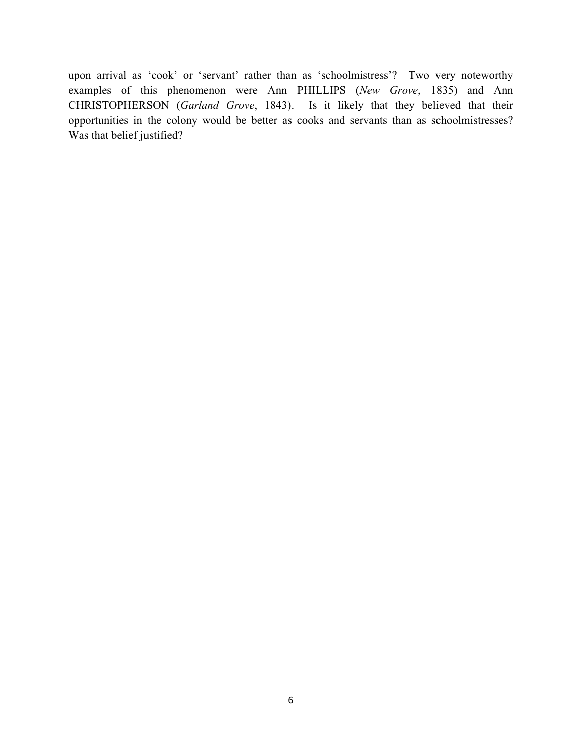upon arrival as 'cook' or 'servant' rather than as 'schoolmistress'? Two very noteworthy examples of this phenomenon were Ann PHILLIPS (*New Grove*, 1835) and Ann CHRISTOPHERSON (*Garland Grove*, 1843). Is it likely that they believed that their opportunities in the colony would be better as cooks and servants than as schoolmistresses? Was that belief justified?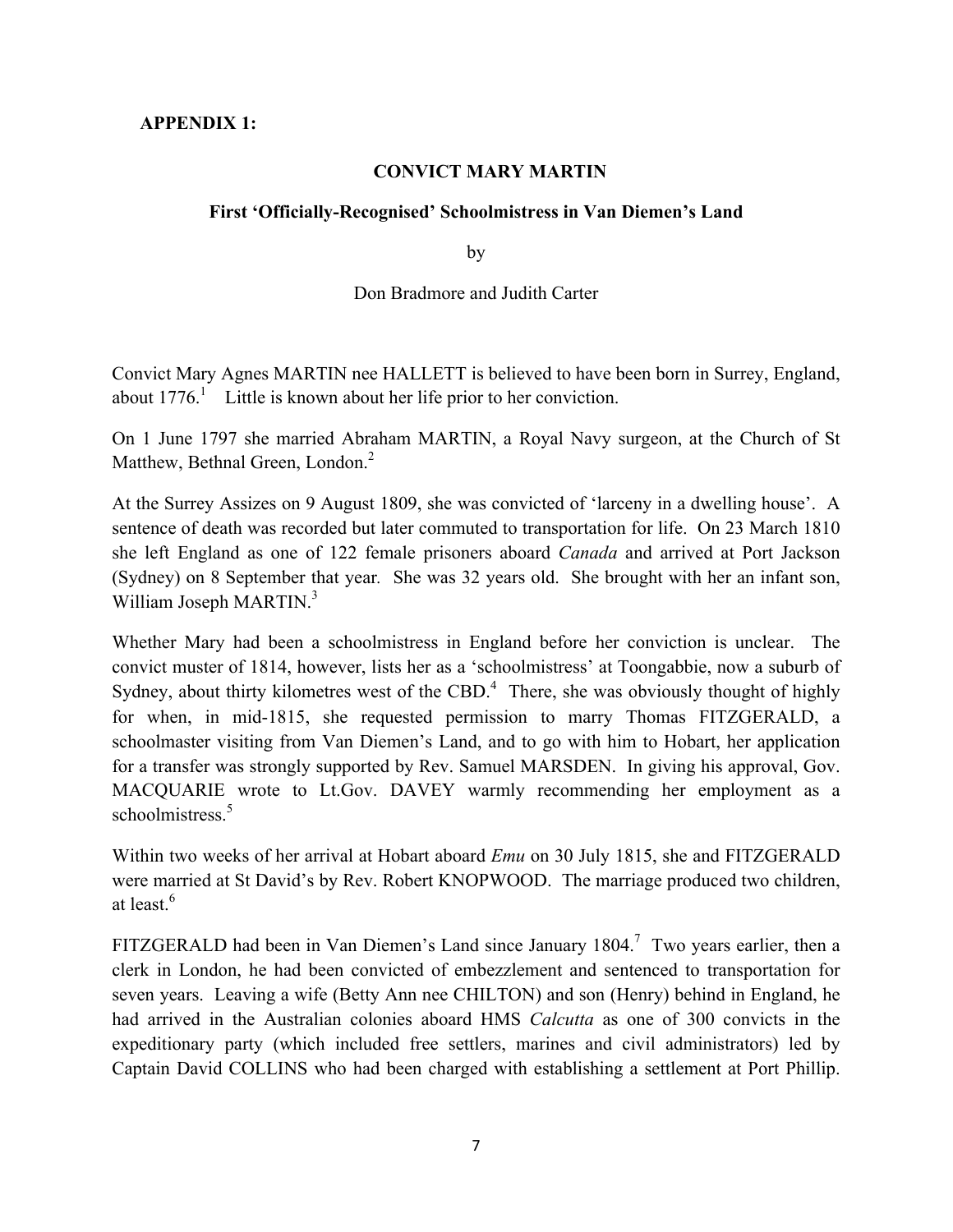**APPENDIX 1:**

## CONVICT MARY MARTIN

### First 'Officially-Recognised' Schoolmistress in Van Diemen's Land

by

Don Bradmore and Judith Carter

Convict Mary Agnes MARTIN nee HALLETT is believed to have been born in Surrey, England, about 1776.[1] Little is known about her life prior to her conviction.

On 1 June 1797 she married Abraham MARTIN, a Royal Navy surgeon, at the Church of St Matthew, Bethnal Green, London.[2]

At the Surrey Assizes on 9 August 1809, she was convicted of 'larceny in a dwelling house'. A sentence of death was recorded but later commuted to transportation for life. On 23 March 1810 she left England as one of 122 female prisoners aboard *Canada* and arrived at Port Jackson (Sydney) on 8 September that year. She was 32 years old. She brought with her an infant son, William Joseph MARTIN.[3]

Whether Mary had been a schoolmistress in England before her conviction is unclear. The convict muster of 1814, however, lists her as a 'schoolmistress' at Toongabbie, now a suburb of Sydney, about thirty kilometres west of the CBD.[4] There, she was obviously thought of highly for when, in mid-1815, she requested permission to marry Thomas FITZGERALD, a schoolmaster visiting from Van Diemen's Land, and to go with him to Hobart, her application for a transfer was strongly supported by Rev. Samuel MARSDEN. In giving his approval, Gov. MACQUARIE wrote to Lt.Gov. DAVEY warmly recommending her employment as a schoolmistress.[5]

Within two weeks of her arrival at Hobart aboard *Emu* on 30 July 1815, she and FITZGERALD were married at St David's by Rev. Robert KNOPWOOD. The marriage produced two children, at least.[6]

FITZGERALD had been in Van Diemen's Land since January 1804.[7] Two years earlier, then a clerk in London, he had been convicted of embezzlement and sentenced to transportation for seven years. Leaving a wife (Betty Ann nee CHILTON) and son (Henry) behind in England, he had arrived in the Australian colonies aboard HMS *Calcutta* as one of 300 convicts in the expeditionary party (which included free settlers, marines and civil administrators) led by Captain David COLLINS who had been charged with establishing a settlement at Port Phillip.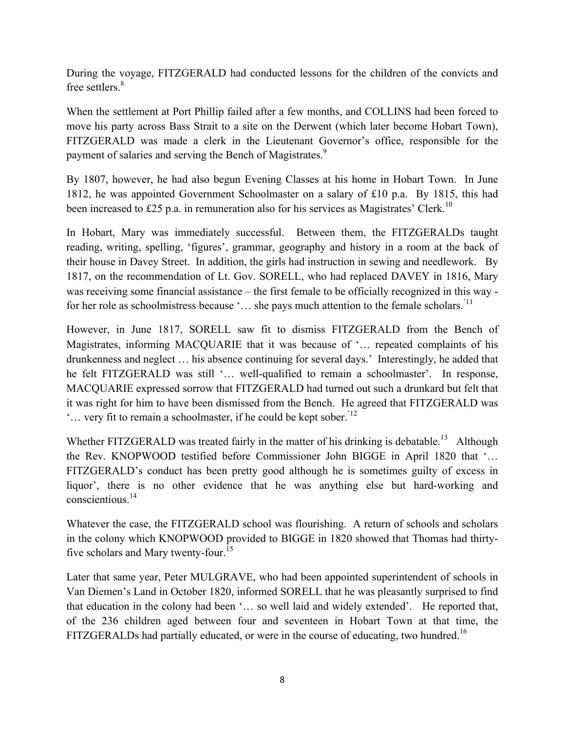During the voyage, FITZGERALD had conducted lessons for the children of the convicts and free settlers.[8]

When the settlement at Port Phillip failed after a few months, and COLLINS had been forced to move his party across Bass Strait to a site on the Derwent (which later become Hobart Town), FITZGERALD was made a clerk in the Lieutenant Governor's office, responsible for the payment of salaries and serving the Bench of Magistrates.[9]

By 1807, however, he had also begun Evening Classes at his home in Hobart Town. In June 1812, he was appointed Government Schoolmaster on a salary of £10 p.a. By 1815, this had been increased to £25 p.a. in remuneration also for his services as Magistrates' Clerk.[10]

In Hobart, Mary was immediately successful. Between them, the FITZGERALDs taught reading, writing, spelling, 'figures', grammar, geography and history in a room at the back of their house in Davey Street. In addition, the girls had instruction in sewing and needlework. By 1817, on the recommendation of Lt. Gov. SORELL, who had replaced DAVEY in 1816, Mary was receiving some financial assistance – the first female to be officially recognized in this way - for her role as schoolmistress because '… she pays much attention to the female scholars.'[11]

However, in June 1817, SORELL saw fit to dismiss FITZGERALD from the Bench of Magistrates, informing MACQUARIE that it was because of '… repeated complaints of his drunkenness and neglect … his absence continuing for several days.' Interestingly, he added that he felt FITZGERALD was still '… well-qualified to remain a schoolmaster'. In response, MACQUARIE expressed sorrow that FITZGERALD had turned out such a drunkard but felt that it was right for him to have been dismissed from the Bench. He agreed that FITZGERALD was '… very fit to remain a schoolmaster, if he could be kept sober.'[12]

Whether FITZGERALD was treated fairly in the matter of his drinking is debatable.[13] Although the Rev. KNOPWOOD testified before Commissioner John BIGGE in April 1820 that '… FITZGERALD's conduct has been pretty good although he is sometimes guilty of excess in liquor', there is no other evidence that he was anything else but hard-working and conscientious.[14]

Whatever the case, the FITZGERALD school was flourishing. A return of schools and scholars in the colony which KNOPWOOD provided to BIGGE in 1820 showed that Thomas had thirty-five scholars and Mary twenty-four.[15]

Later that same year, Peter MULGRAVE, who had been appointed superintendent of schools in Van Diemen's Land in October 1820, informed SORELL that he was pleasantly surprised to find that education in the colony had been '… so well laid and widely extended'. He reported that, of the 236 children aged between four and seventeen in Hobart Town at that time, the FITZGERALDs had partially educated, or were in the course of educating, two hundred.[16]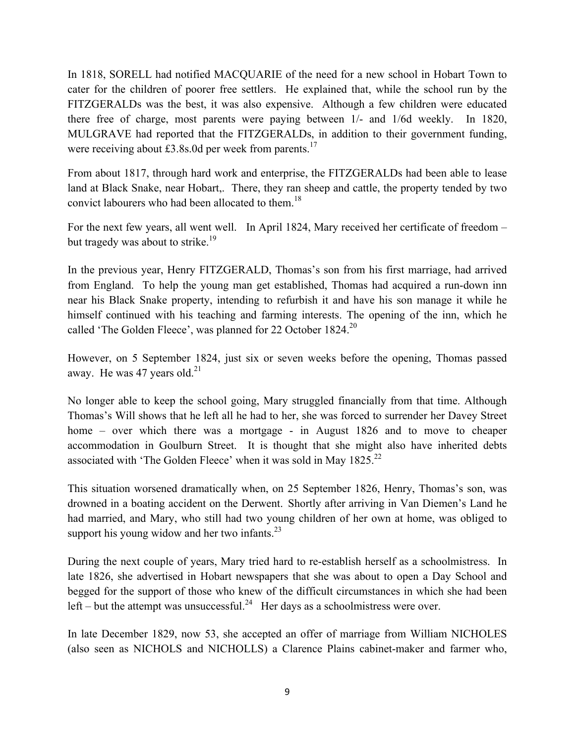In 1818, SORELL had notified MACQUARIE of the need for a new school in Hobart Town to cater for the children of poorer free settlers. He explained that, while the school run by the FITZGERALDs was the best, it was also expensive. Although a few children were educated there free of charge, most parents were paying between 1/- and 1/6d weekly. In 1820, MULGRAVE had reported that the FITZGERALDs, in addition to their government funding, were receiving about £3.8s.0d per week from parents.[17]

From about 1817, through hard work and enterprise, the FITZGERALDs had been able to lease land at Black Snake, near Hobart,. There, they ran sheep and cattle, the property tended by two convict labourers who had been allocated to them.[18]

For the next few years, all went well. In April 1824, Mary received her certificate of freedom – but tragedy was about to strike.[19]

In the previous year, Henry FITZGERALD, Thomas's son from his first marriage, had arrived from England. To help the young man get established, Thomas had acquired a run-down inn near his Black Snake property, intending to refurbish it and have his son manage it while he himself continued with his teaching and farming interests. The opening of the inn, which he called 'The Golden Fleece', was planned for 22 October 1824.[20]

However, on 5 September 1824, just six or seven weeks before the opening, Thomas passed away. He was 47 years old.[21]

No longer able to keep the school going, Mary struggled financially from that time. Although Thomas's Will shows that he left all he had to her, she was forced to surrender her Davey Street home – over which there was a mortgage - in August 1826 and to move to cheaper accommodation in Goulburn Street. It is thought that she might also have inherited debts associated with 'The Golden Fleece' when it was sold in May 1825.[22]

This situation worsened dramatically when, on 25 September 1826, Henry, Thomas's son, was drowned in a boating accident on the Derwent. Shortly after arriving in Van Diemen's Land he had married, and Mary, who still had two young children of her own at home, was obliged to support his young widow and her two infants.[23]

During the next couple of years, Mary tried hard to re-establish herself as a schoolmistress. In late 1826, she advertised in Hobart newspapers that she was about to open a Day School and begged for the support of those who knew of the difficult circumstances in which she had been left – but the attempt was unsuccessful.[24] Her days as a schoolmistress were over.

In late December 1829, now 53, she accepted an offer of marriage from William NICHOLES (also seen as NICHOLS and NICHOLLS) a Clarence Plains cabinet-maker and farmer who,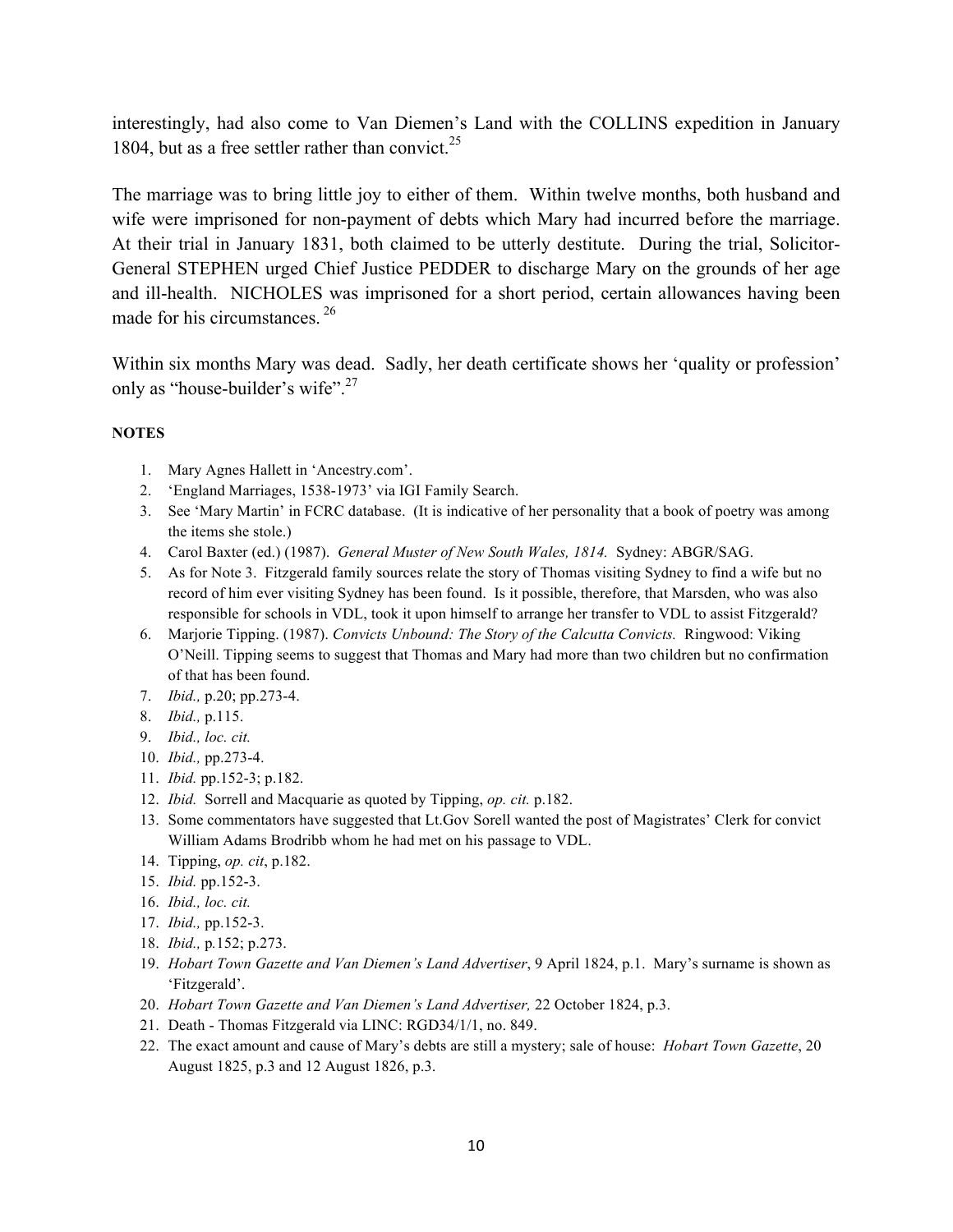interestingly, had also come to Van Diemen's Land with the COLLINS expedition in January 1804, but as a free settler rather than convict.[25]

The marriage was to bring little joy to either of them. Within twelve months, both husband and wife were imprisoned for non-payment of debts which Mary had incurred before the marriage. At their trial in January 1831, both claimed to be utterly destitute. During the trial, Solicitor-General STEPHEN urged Chief Justice PEDDER to discharge Mary on the grounds of her age and ill-health. NICHOLES was imprisoned for a short period, certain allowances having been made for his circumstances.[26]

Within six months Mary was dead. Sadly, her death certificate shows her 'quality or profession' only as "house-builder's wife".[27]

**NOTES**

1. Mary Agnes Hallett in 'Ancestry.com'.
2. 'England Marriages, 1538-1973' via IGI Family Search.
3. See 'Mary Martin' in FCRC database. (It is indicative of her personality that a book of poetry was among the items she stole.)
4. Carol Baxter (ed.) (1987). *General Muster of New South Wales, 1814.* Sydney: ABGR/SAG.
5. As for Note 3. Fitzgerald family sources relate the story of Thomas visiting Sydney to find a wife but no record of him ever visiting Sydney has been found. Is it possible, therefore, that Marsden, who was also responsible for schools in VDL, took it upon himself to arrange her transfer to VDL to assist Fitzgerald?
6. Marjorie Tipping. (1987). *Convicts Unbound: The Story of the Calcutta Convicts.* Ringwood: Viking O'Neill. Tipping seems to suggest that Thomas and Mary had more than two children but no confirmation of that has been found.
7. *Ibid.,* p.20; pp.273-4.
8. *Ibid.,* p.115.
9. *Ibid., loc. cit.*
10. *Ibid.,* pp.273-4.
11. *Ibid.* pp.152-3; p.182.
12. *Ibid.* Sorrell and Macquarie as quoted by Tipping, *op. cit.* p.182.
13. Some commentators have suggested that Lt.Gov Sorell wanted the post of Magistrates' Clerk for convict William Adams Brodribb whom he had met on his passage to VDL.
14. Tipping, *op. cit*, p.182.
15. *Ibid.* pp.152-3.
16. *Ibid., loc. cit.*
17. *Ibid.,* pp.152-3.
18. *Ibid.,* p.152; p.273.
19. *Hobart Town Gazette and Van Diemen's Land Advertiser*, 9 April 1824, p.1. Mary's surname is shown as 'Fitzgerald'.
20. *Hobart Town Gazette and Van Diemen's Land Advertiser,* 22 October 1824, p.3.
21. Death - Thomas Fitzgerald via LINC: RGD34/1/1, no. 849.
22. The exact amount and cause of Mary's debts are still a mystery; sale of house: *Hobart Town Gazette*, 20 August 1825, p.3 and 12 August 1826, p.3.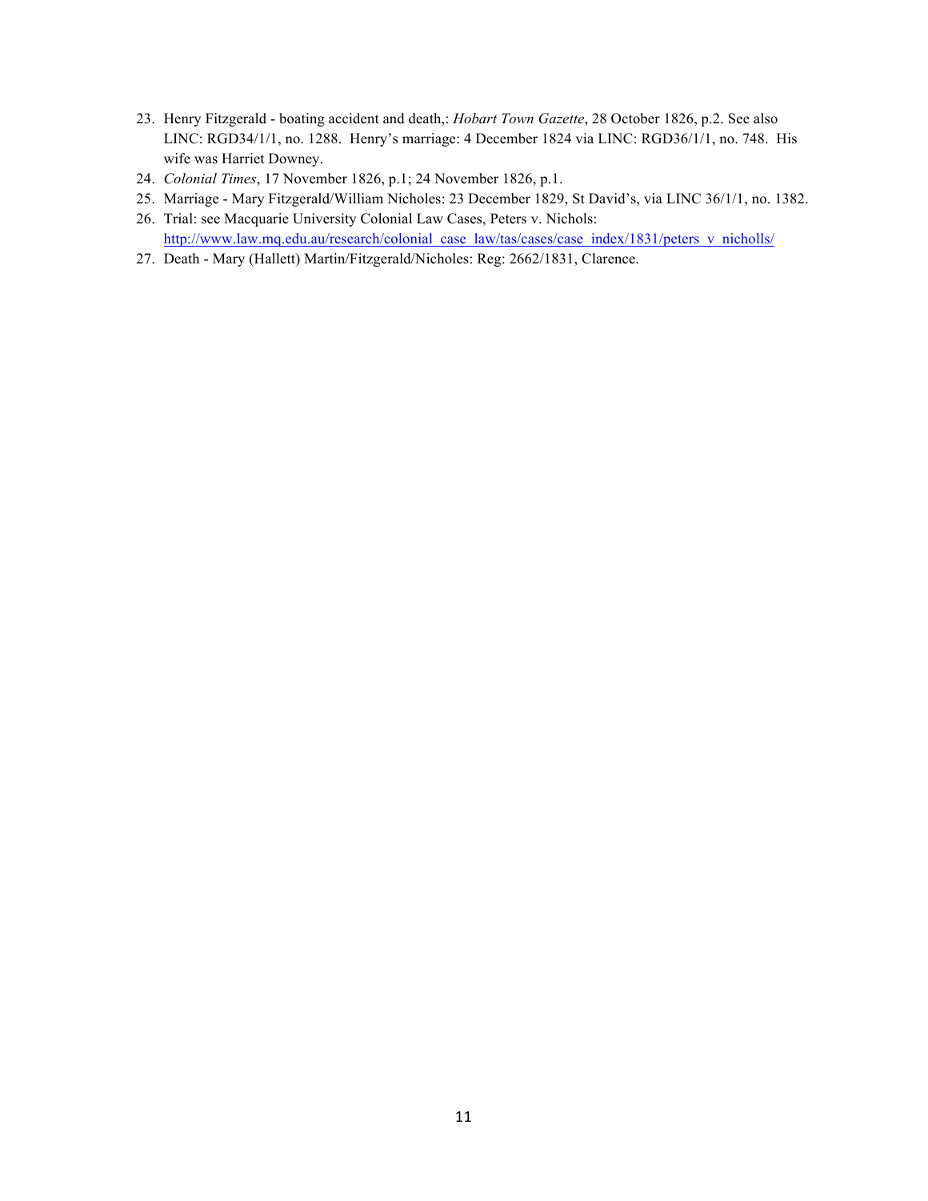23. Henry Fitzgerald - boating accident and death,: *Hobart Town Gazette*, 28 October 1826, p.2. See also LINC: RGD34/1/1, no. 1288. Henry's marriage: 4 December 1824 via LINC: RGD36/1/1, no. 748. His wife was Harriet Downey.
24. *Colonial Times*, 17 November 1826, p.1; 24 November 1826, p.1.
25. Marriage - Mary Fitzgerald/William Nicholes: 23 December 1829, St David's, via LINC 36/1/1, no. 1382.
26. Trial: see Macquarie University Colonial Law Cases, Peters v. Nichols: http://www.law.mq.edu.au/research/colonial_case_law/tas/cases/case_index/1831/peters_v_nicholls/
27. Death - Mary (Hallett) Martin/Fitzgerald/Nicholes: Reg: 2662/1831, Clarence.